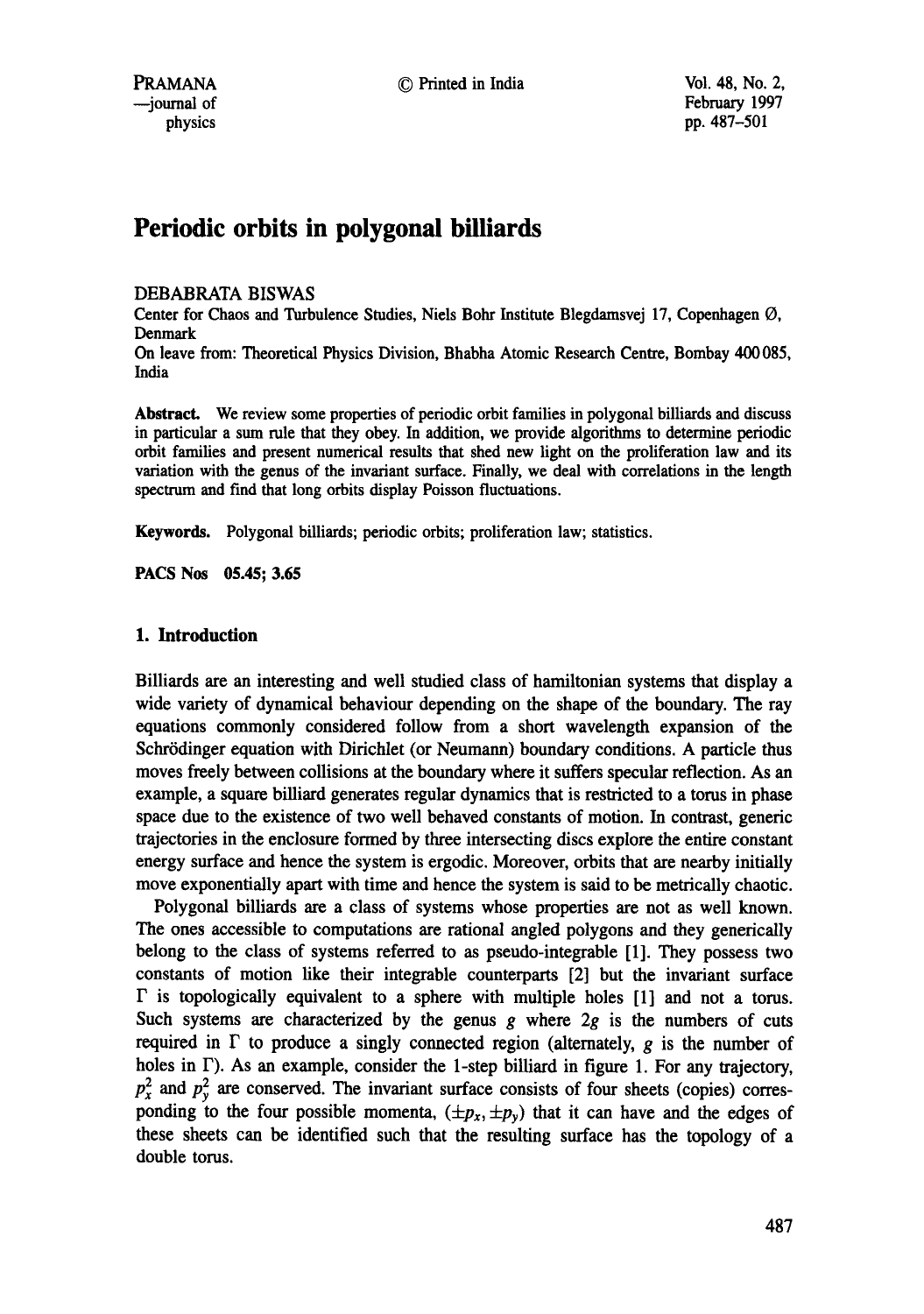# Periodic orbits in polygonal billiards

DEBABRATA BISWAS

Center for Chaos and Turbulence Studies, Niels Bohr Institute Blegdamsvej 17, Copenhagen Ø, Denmark

On leave from: Theoretical Physics Division, Bhabha Atomic Research Centre, Bombay 400 085, India

**Abstract.** We review some properties of periodic orbit families in polygonal billiards and discuss in particular a sum rule that they obey. In addition, we provide algorithms to determine periodic orbit families and present numerical results that shed new light on the proliferation law and its variation with the genus of the invariant surface. Finally, we deal with correlations in the length spectrum and find that long orbits display Poisson fluctuations.

**Keywords.** Polygonal billiards; periodic orbits; proliferation law; statistics.

**PACS Nos** 05.45; 3.65

## 1. Introduction

Billiards are an interesting and well studied class of hamiltonian systems that display a wide variety of dynamical behaviour depending on the shape of the boundary. The ray equations commonly considered follow from a short wavelength expansion of the Schrödinger equation with Dirichlet (or Neumann) boundary conditions. A particle thus moves freely between collisions at the boundary where it suffers specular reflection. As an example, a square billiard generates regular dynamics that is restricted to a torus in phase space due to the existence of two well behaved constants of motion. In contrast, generic trajectories in the enclosure formed by three intersecting discs explore the entire constant energy surface and hence the system is ergodic. Moreover, orbits that are nearby initially move exponentially apart with time and hence the system is said to be metrically chaotic.

Polygonal billiards are a class of systems whose properties are not as well known. The ones accessible to computations are rational angled polygons and they generically belong to the class of systems referred to as pseudo-integrable [1]. They possess two constants of motion like their integrable counterparts [2] but the invariant surface $\Gamma$ is topologically equivalent to a sphere with multiple holes [1] and not a torus. Such systems are characterized by the genus $g$ where $2g$ is the numbers of cuts required in $\Gamma$ to produce a singly connected region (alternately, $g$ is the number of holes in $\Gamma$). As an example, consider the 1-step billiard in figure 1. For any trajectory, $p_x^2$ and $p_y^2$ are conserved. The invariant surface consists of four sheets (copies) corresponding to the four possible momenta, $(\pm p_x, \pm p_y)$ that it can have and the edges of these sheets can be identified such that the resulting surface has the topology of a double torus.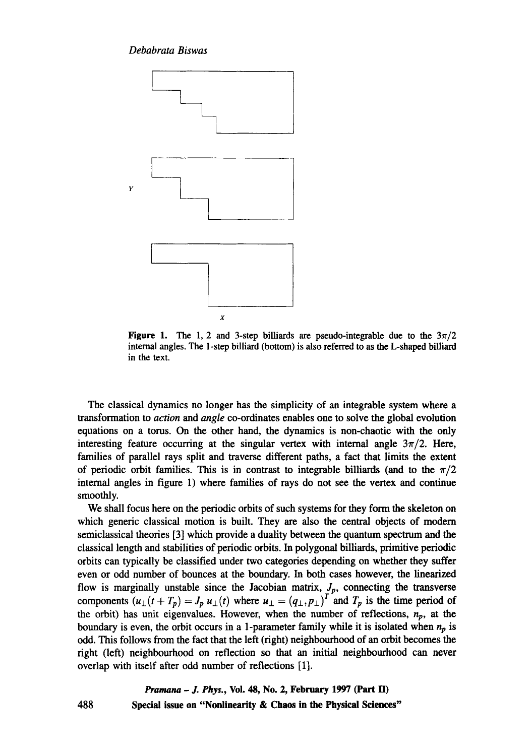**Figure 1.** The 1, 2 and 3-step billiards are pseudo-integrable due to the $3\pi/2$ internal angles. The 1-step billiard (bottom) is also referred to as the L-shaped billiard in the text.

The classical dynamics no longer has the simplicity of an integrable system where a transformation to *action* and *angle* co-ordinates enables one to solve the global evolution equations on a torus. On the other hand, the dynamics is non-chaotic with the only interesting feature occurring at the singular vertex with internal angle $3\pi/2$. Here, families of parallel rays split and traverse different paths, a fact that limits the extent of periodic orbit families. This is in contrast to integrable billiards (and to the $\pi/2$ internal angles in figure 1) where families of rays do not see the vertex and continue smoothly.

We shall focus here on the periodic orbits of such systems for they form the skeleton on which generic classical motion is built. They are also the central objects of modern semiclassical theories [3] which provide a duality between the quantum spectrum and the classical length and stabilities of periodic orbits. In polygonal billiards, primitive periodic orbits can typically be classified under two categories depending on whether they suffer even or odd number of bounces at the boundary. In both cases however, the linearized flow is marginally unstable since the Jacobian matrix, $J_p$, connecting the transverse components ($u_\perp(t + T_p) = J_p \, u_\perp(t)$ where $u_\perp = (q_\perp, p_\perp)^T$ and $T_p$ is the time period of the orbit) has unit eigenvalues. However, when the number of reflections, $n_p$, at the boundary is even, the orbit occurs in a 1-parameter family while it is isolated when $n_p$ is odd. This follows from the fact that the left (right) neighbourhood of an orbit becomes the right (left) neighbourhood on reflection so that an initial neighbourhood can never overlap with itself after odd number of reflections [1].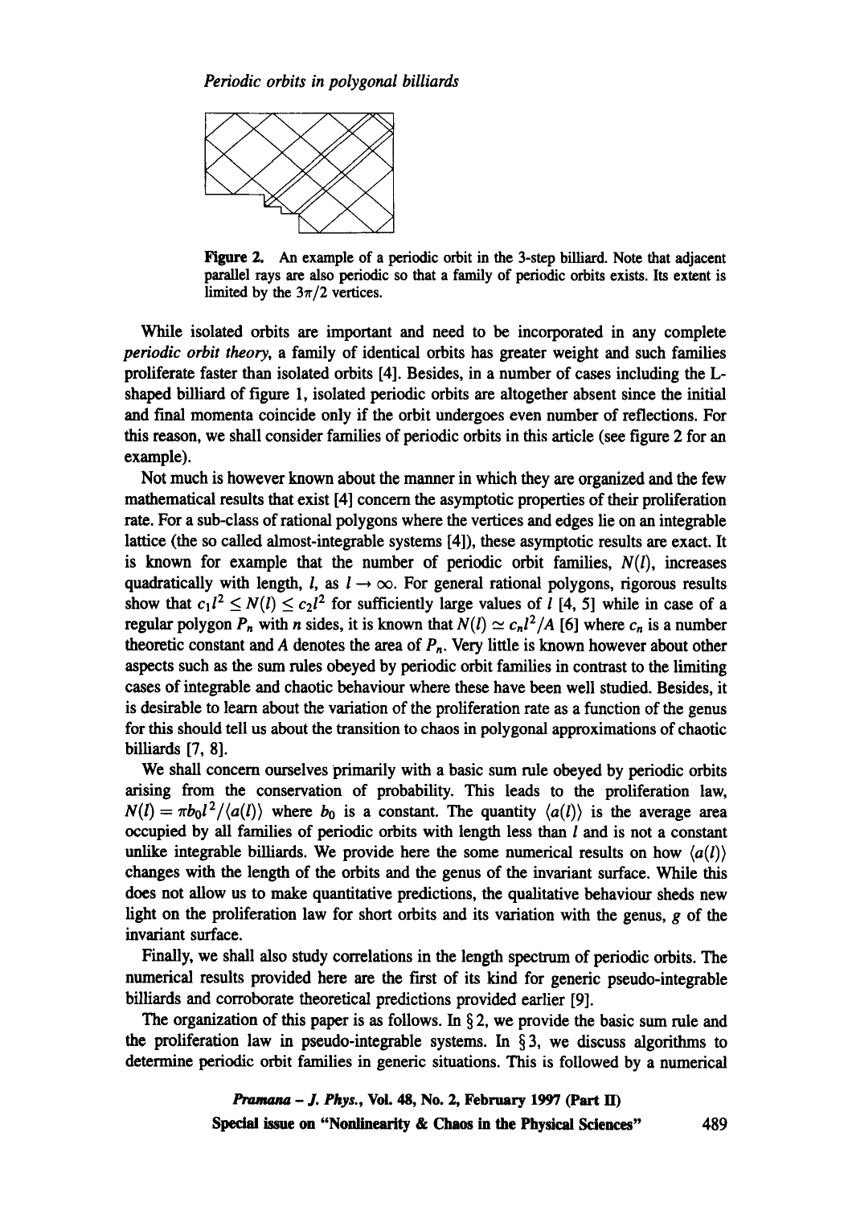**Figure 2.** An example of a periodic orbit in the 3-step billiard. Note that adjacent parallel rays are also periodic so that a family of periodic orbits exists. Its extent is limited by the $3\pi/2$ vertices.

While isolated orbits are important and need to be incorporated in any complete *periodic orbit theory*, a family of identical orbits has greater weight and such families proliferate faster than isolated orbits [4]. Besides, in a number of cases including the L-shaped billiard of figure 1, isolated periodic orbits are altogether absent since the initial and final momenta coincide only if the orbit undergoes even number of reflections. For this reason, we shall consider families of periodic orbits in this article (see figure 2 for an example).

Not much is however known about the manner in which they are organized and the few mathematical results that exist [4] concern the asymptotic properties of their proliferation rate. For a sub-class of rational polygons where the vertices and edges lie on an integrable lattice (the so called almost-integrable systems [4]), these asymptotic results are exact. It is known for example that the number of periodic orbit families, $N(l)$, increases quadratically with length, $l$, as $l \rightarrow \infty$. For general rational polygons, rigorous results show that $c_1 l^2 \leq N(l) \leq c_2 l^2$ for sufficiently large values of $l$ [4, 5] while in case of a regular polygon $P_n$ with $n$ sides, it is known that $N(l) \simeq c_n l^2 / A$ [6] where $c_n$ is a number theoretic constant and $A$ denotes the area of $P_n$. Very little is known however about other aspects such as the sum rules obeyed by periodic orbit families in contrast to the limiting cases of integrable and chaotic behaviour where these have been well studied. Besides, it is desirable to learn about the variation of the proliferation rate as a function of the genus for this should tell us about the transition to chaos in polygonal approximations of chaotic billiards [7, 8].

We shall concern ourselves primarily with a basic sum rule obeyed by periodic orbits arising from the conservation of probability. This leads to the proliferation law, $N(l) = \pi b_0 l^2 / \langle a(l) \rangle$ where $b_0$ is a constant. The quantity $\langle a(l) \rangle$ is the average area occupied by all families of periodic orbits with length less than $l$ and is not a constant unlike integrable billiards. We provide here the some numerical results on how $\langle a(l) \rangle$ changes with the length of the orbits and the genus of the invariant surface. While this does not allow us to make quantitative predictions, the qualitative behaviour sheds new light on the proliferation law for short orbits and its variation with the genus, $g$ of the invariant surface.

Finally, we shall also study correlations in the length spectrum of periodic orbits. The numerical results provided here are the first of its kind for generic pseudo-integrable billiards and corroborate theoretical predictions provided earlier [9].

The organization of this paper is as follows. In § 2, we provide the basic sum rule and the proliferation law in pseudo-integrable systems. In § 3, we discuss algorithms to determine periodic orbit families in generic situations. This is followed by a numerical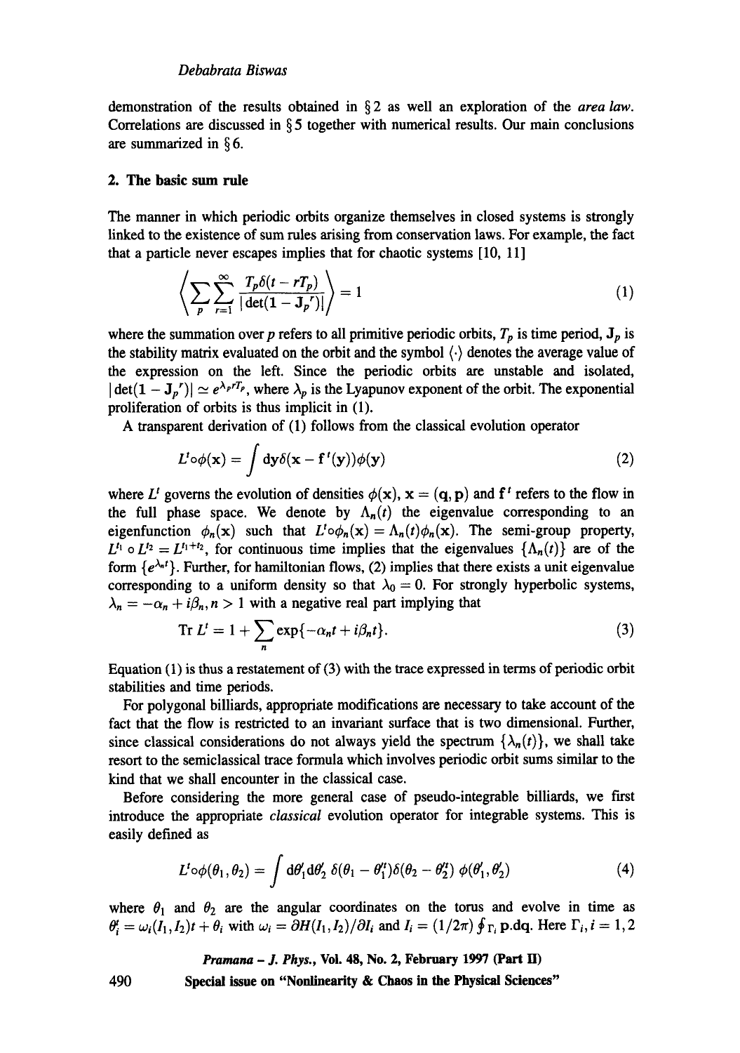demonstration of the results obtained in § 2 as well an exploration of the *area law*. Correlations are discussed in § 5 together with numerical results. Our main conclusions are summarized in § 6.

## 2. The basic sum rule

The manner in which periodic orbits organize themselves in closed systems is strongly linked to the existence of sum rules arising from conservation laws. For example, the fact that a particle never escapes implies that for chaotic systems [10, 11]

$$\left\langle \sum_p \sum_{r=1}^{\infty} \frac{T_p \delta(t - rT_p)}{|\det(\mathbf{1} - \mathbf{J}_p{}^r)|} \right\rangle = 1 \tag{1}$$

where the summation over $p$ refers to all primitive periodic orbits, $T_p$ is time period, $\mathbf{J}_p$ is the stability matrix evaluated on the orbit and the symbol $\langle \cdot \rangle$ denotes the average value of the expression on the left. Since the periodic orbits are unstable and isolated, $|\det(\mathbf{1} - \mathbf{J}_p{}^r)| \simeq e^{\lambda_p r T_p}$, where $\lambda_p$ is the Lyapunov exponent of the orbit. The exponential proliferation of orbits is thus implicit in (1).

A transparent derivation of (1) follows from the classical evolution operator

$$L^t \circ \phi(\mathbf{x}) = \int \mathrm{d}\mathbf{y} \delta(\mathbf{x} - \mathbf{f}^t(\mathbf{y})) \phi(\mathbf{y}) \tag{2}$$

where $L^t$ governs the evolution of densities $\phi(\mathbf{x})$, $\mathbf{x} = (\mathbf{q}, \mathbf{p})$ and $\mathbf{f}^t$ refers to the flow in the full phase space. We denote by $\Lambda_n(t)$ the eigenvalue corresponding to an eigenfunction $\phi_n(\mathbf{x})$ such that $L^t \circ \phi_n(\mathbf{x}) = \Lambda_n(t) \phi_n(\mathbf{x})$. The semi-group property, $L^{t_1} \circ L^{t_2} = L^{t_1 + t_2}$, for continuous time implies that the eigenvalues $\{\Lambda_n(t)\}$ are of the form $\{e^{\lambda_n t}\}$. Further, for hamiltonian flows, (2) implies that there exists a unit eigenvalue corresponding to a uniform density so that $\lambda_0 = 0$. For strongly hyperbolic systems, $\lambda_n = -\alpha_n + i\beta_n, n > 1$ with a negative real part implying that

$$\mathrm{Tr}\, L^t = 1 + \sum_n \exp\{-\alpha_n t + i\beta_n t\}. \tag{3}$$

Equation (1) is thus a restatement of (3) with the trace expressed in terms of periodic orbit stabilities and time periods.

For polygonal billiards, appropriate modifications are necessary to take account of the fact that the flow is restricted to an invariant surface that is two dimensional. Further, since classical considerations do not always yield the spectrum $\{\lambda_n(t)\}$, we shall take resort to the semiclassical trace formula which involves periodic orbit sums similar to the kind that we shall encounter in the classical case.

Before considering the more general case of pseudo-integrable billiards, we first introduce the appropriate *classical* evolution operator for integrable systems. This is easily defined as

$$L^t \circ \phi(\theta_1, \theta_2) = \int \mathrm{d}\theta_1' \mathrm{d}\theta_2' \, \delta(\theta_1 - \theta_1'^t) \delta(\theta_2 - \theta_2'^t) \, \phi(\theta_1', \theta_2') \tag{4}$$

where $\theta_1$ and $\theta_2$ are the angular coordinates on the torus and evolve in time as $\theta_i^t = \omega_i(I_1, I_2)t + \theta_i$ with $\omega_i = \partial H(I_1, I_2)/\partial I_i$ and $I_i = (1/2\pi) \oint_{\Gamma_i} \mathbf{p}.\mathrm{d}\mathbf{q}$. Here $\Gamma_i, i = 1, 2$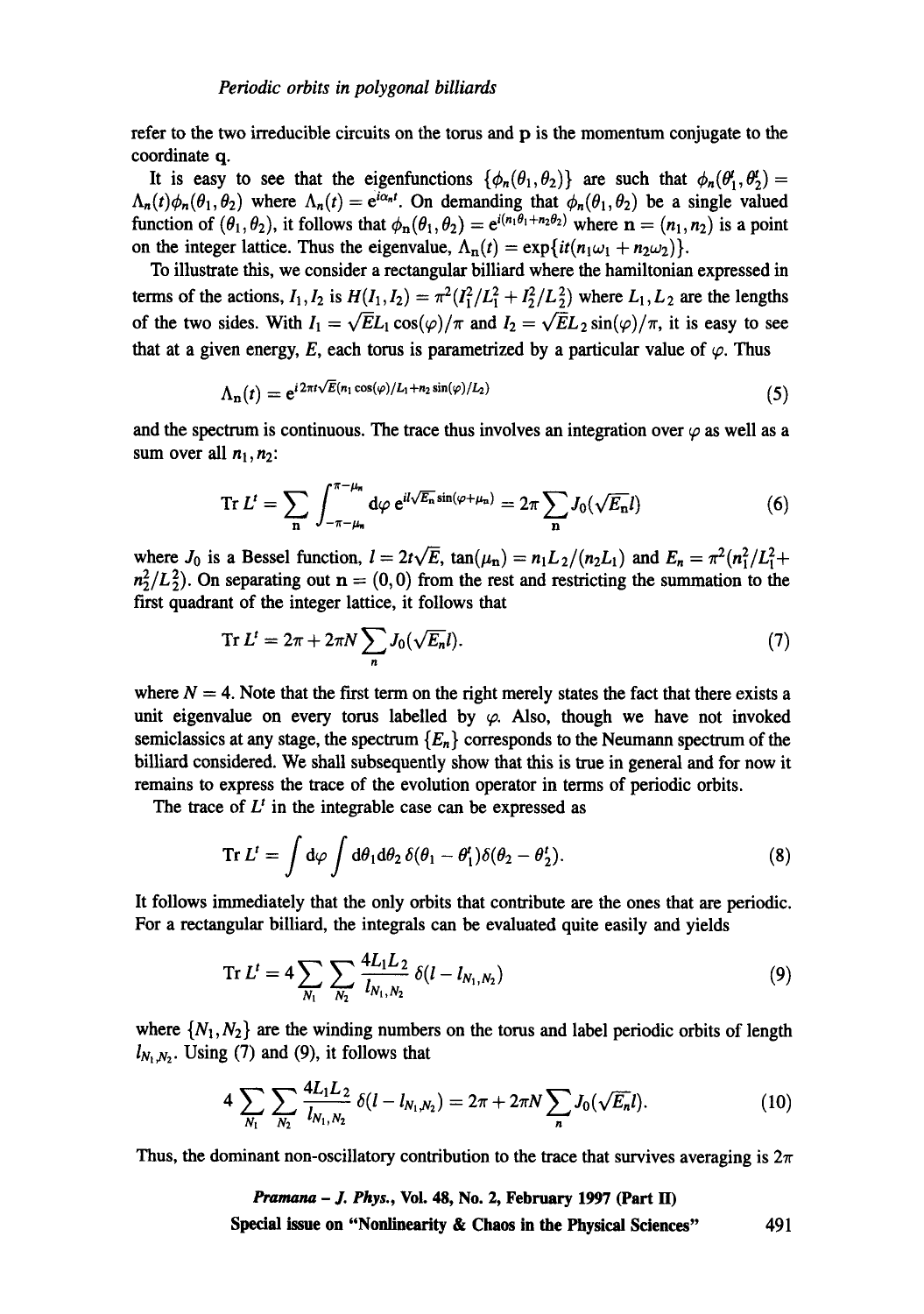refer to the two irreducible circuits on the torus and $\mathbf{p}$ is the momentum conjugate to the coordinate $\mathbf{q}$.

It is easy to see that the eigenfunctions $\{\phi_n(\theta_1, \theta_2)\}$ are such that $\phi_n(\theta_1^t, \theta_2^t) = \Lambda_n(t)\phi_n(\theta_1, \theta_2)$ where $\Lambda_n(t) = e^{i\alpha_n t}$. On demanding that $\phi_n(\theta_1, \theta_2)$ be a single valued function of $(\theta_1, \theta_2)$, it follows that $\phi_{\mathbf{n}}(\theta_1, \theta_2) = e^{i(n_1\theta_1 + n_2\theta_2)}$ where $\mathbf{n} = (n_1, n_2)$ is a point on the integer lattice. Thus the eigenvalue, $\Lambda_{\mathbf{n}}(t) = \exp\{it(n_1\omega_1 + n_2\omega_2)\}$.

To illustrate this, we consider a rectangular billiard where the hamiltonian expressed in terms of the actions, $I_1, I_2$ is $H(I_1, I_2) = \pi^2(I_1^2/L_1^2 + I_2^2/L_2^2)$ where $L_1, L_2$ are the lengths of the two sides. With $I_1 = \sqrt{E}L_1\cos(\varphi)/\pi$ and $I_2 = \sqrt{E}L_2\sin(\varphi)/\pi$, it is easy to see that at a given energy, $E$, each torus is parametrized by a particular value of $\varphi$. Thus

$$\Lambda_{\mathbf{n}}(t) = e^{i2\pi t\sqrt{E}(n_1\cos(\varphi)/L_1 + n_2\sin(\varphi)/L_2)} \tag{5}$$

and the spectrum is continuous. The trace thus involves an integration over $\varphi$ as well as a sum over all $n_1, n_2$:

$$\operatorname{Tr} L^t = \sum_{\mathbf{n}} \int_{-\pi-\mu_n}^{\pi-\mu_n} \mathrm{d}\varphi\, e^{il\sqrt{E_{\mathbf{n}}}\sin(\varphi+\mu_n)} = 2\pi \sum_{\mathbf{n}} J_0(\sqrt{E_{\mathbf{n}}}l) \tag{6}$$

where $J_0$ is a Bessel function, $l = 2t\sqrt{E}$, $\tan(\mu_n) = n_1L_2/(n_2L_1)$ and $E_n = \pi^2(n_1^2/L_1^2 + n_2^2/L_2^2)$. On separating out $\mathbf{n} = (0,0)$ from the rest and restricting the summation to the first quadrant of the integer lattice, it follows that

$$\operatorname{Tr} L^t = 2\pi + 2\pi N \sum_n J_0(\sqrt{E_n}l). \tag{7}$$

where $N = 4$. Note that the first term on the right merely states the fact that there exists a unit eigenvalue on every torus labelled by $\varphi$. Also, though we have not invoked semiclassics at any stage, the spectrum $\{E_n\}$ corresponds to the Neumann spectrum of the billiard considered. We shall subsequently show that this is true in general and for now it remains to express the trace of the evolution operator in terms of periodic orbits.

The trace of $L^t$ in the integrable case can be expressed as

$$\operatorname{Tr} L^t = \int \mathrm{d}\varphi \int \mathrm{d}\theta_1 \mathrm{d}\theta_2\, \delta(\theta_1 - \theta_1^t)\delta(\theta_2 - \theta_2^t). \tag{8}$$

It follows immediately that the only orbits that contribute are the ones that are periodic. For a rectangular billiard, the integrals can be evaluated quite easily and yields

$$\operatorname{Tr} L^t = 4 \sum_{N_1} \sum_{N_2} \frac{4L_1L_2}{l_{N_1,N_2}} \delta(l - l_{N_1,N_2}) \tag{9}$$

where $\{N_1, N_2\}$ are the winding numbers on the torus and label periodic orbits of length $l_{N_1,N_2}$. Using (7) and (9), it follows that

$$4 \sum_{N_1} \sum_{N_2} \frac{4L_1L_2}{l_{N_1,N_2}} \delta(l - l_{N_1,N_2}) = 2\pi + 2\pi N \sum_n J_0(\sqrt{E_n}l). \tag{10}$$

Thus, the dominant non-oscillatory contribution to the trace that survives averaging is $2\pi$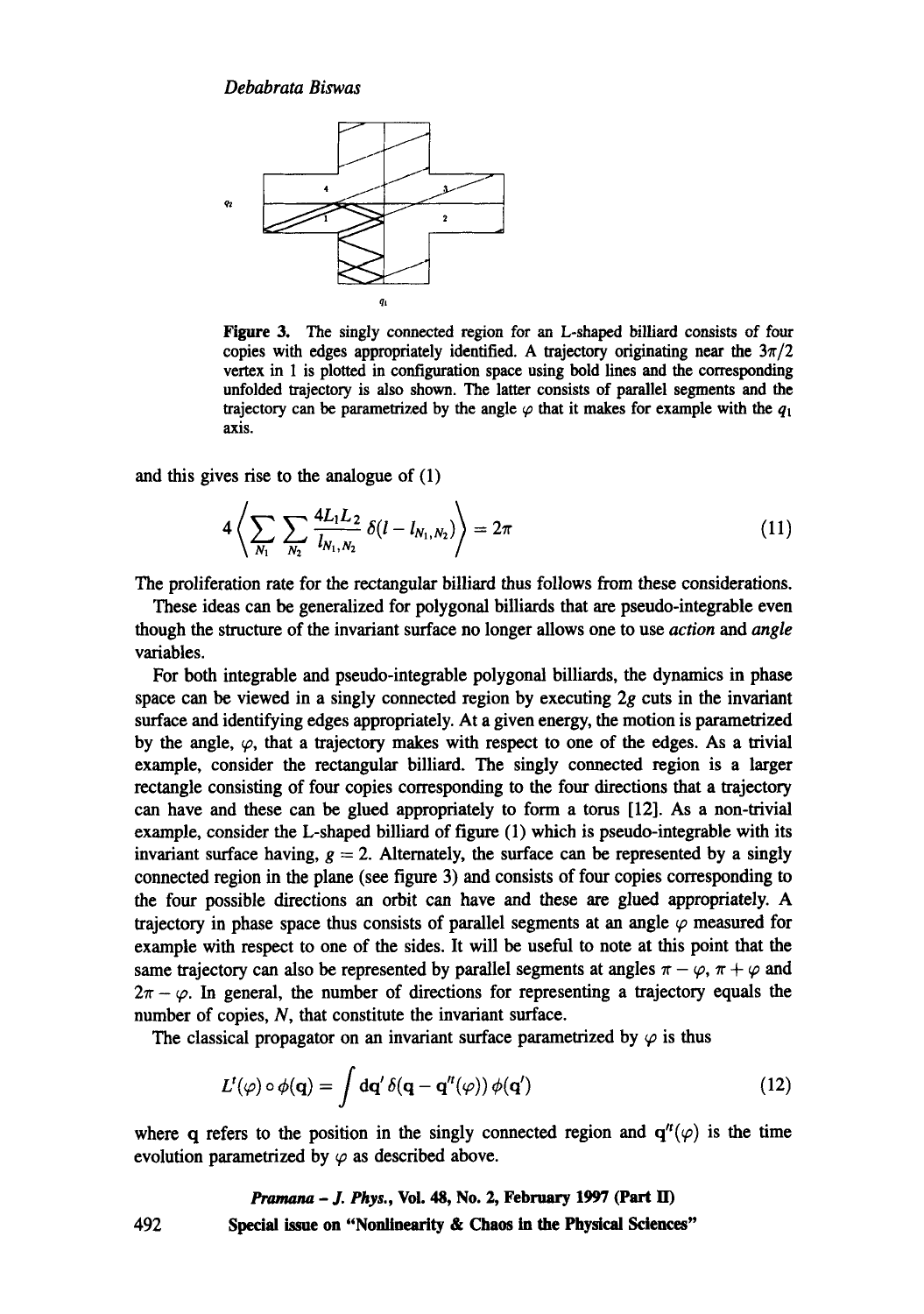Figure 3. The singly connected region for an L-shaped billiard consists of four copies with edges appropriately identified. A trajectory originating near the $3\pi/2$ vertex in 1 is plotted in configuration space using bold lines and the corresponding unfolded trajectory is also shown. The latter consists of parallel segments and the trajectory can be parametrized by the angle $\varphi$ that it makes for example with the $q_1$ axis.

and this gives rise to the analogue of (1)

$$4\left\langle \sum_{N_1}\sum_{N_2} \frac{4L_1L_2}{l_{N_1,N_2}}\,\delta(l - l_{N_1,N_2})\right\rangle = 2\pi \tag{11}$$

The proliferation rate for the rectangular billiard thus follows from these considerations.

These ideas can be generalized for polygonal billiards that are pseudo-integrable even though the structure of the invariant surface no longer allows one to use *action* and *angle* variables.

For both integrable and pseudo-integrable polygonal billiards, the dynamics in phase space can be viewed in a singly connected region by executing $2g$ cuts in the invariant surface and identifying edges appropriately. At a given energy, the motion is parametrized by the angle, $\varphi$, that a trajectory makes with respect to one of the edges. As a trivial example, consider the rectangular billiard. The singly connected region is a larger rectangle consisting of four copies corresponding to the four directions that a trajectory can have and these can be glued appropriately to form a torus [12]. As a non-trivial example, consider the L-shaped billiard of figure (1) which is pseudo-integrable with its invariant surface having, $g = 2$. Alternately, the surface can be represented by a singly connected region in the plane (see figure 3) and consists of four copies corresponding to the four possible directions an orbit can have and these are glued appropriately. A trajectory in phase space thus consists of parallel segments at an angle $\varphi$ measured for example with respect to one of the sides. It will be useful to note at this point that the same trajectory can also be represented by parallel segments at angles $\pi - \varphi$, $\pi + \varphi$ and $2\pi - \varphi$. In general, the number of directions for representing a trajectory equals the number of copies, $N$, that constitute the invariant surface.

The classical propagator on an invariant surface parametrized by $\varphi$ is thus

$$L^t(\varphi) \circ \phi(\mathbf{q}) = \int \mathrm{d}\mathbf{q}'\,\delta(\mathbf{q} - \mathbf{q}^t(\varphi))\,\phi(\mathbf{q}') \tag{12}$$

where $\mathbf{q}$ refers to the position in the singly connected region and $\mathbf{q}^t(\varphi)$ is the time evolution parametrized by $\varphi$ as described above.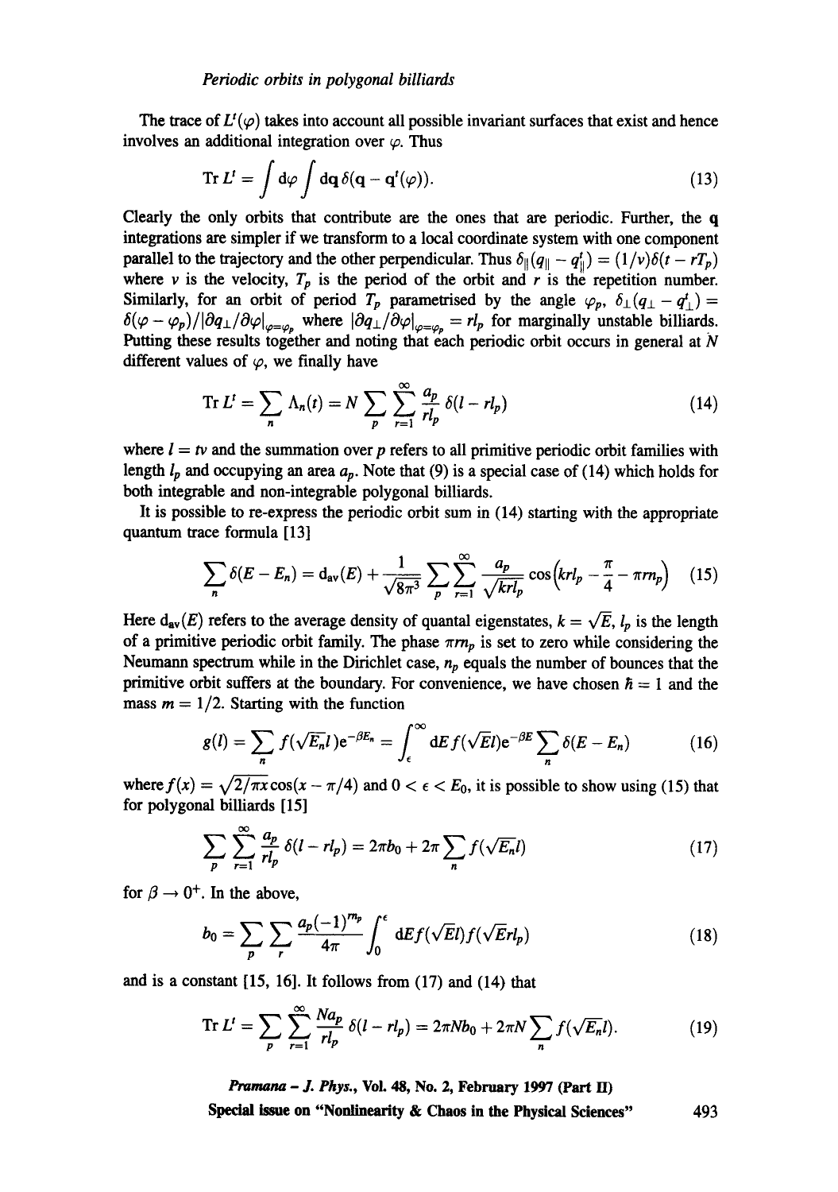The trace of $L^t(\varphi)$ takes into account all possible invariant surfaces that exist and hence involves an additional integration over $\varphi$. Thus

$$\operatorname{Tr} L^t = \int \mathrm{d}\varphi \int \mathrm{d}\mathbf{q}\, \delta(\mathbf{q} - \mathbf{q}^t(\varphi)). \tag{13}$$

Clearly the only orbits that contribute are the ones that are periodic. Further, the $\mathbf{q}$ integrations are simpler if we transform to a local coordinate system with one component parallel to the trajectory and the other perpendicular. Thus $\delta_{\|}(q_{\|} - q_{\|}^t) = (1/v)\delta(t - rT_p)$ where $v$ is the velocity, $T_p$ is the period of the orbit and $r$ is the repetition number. Similarly, for an orbit of period $T_p$ parametrised by the angle $\varphi_p$, $\delta_{\perp}(q_{\perp} - q_{\perp}^t) = \delta(\varphi - \varphi_p)/|\partial q_{\perp}/\partial\varphi|_{\varphi=\varphi_p}$ where $|\partial q_{\perp}/\partial\varphi|_{\varphi=\varphi_p} = rl_p$ for marginally unstable billiards. Putting these results together and noting that each periodic orbit occurs in general at $N$ different values of $\varphi$, we finally have

$$\operatorname{Tr} L^t = \sum_n \Lambda_n(t) = N \sum_p \sum_{r=1}^{\infty} \frac{a_p}{rl_p} \delta(l - rl_p) \tag{14}$$

where $l = tv$ and the summation over $p$ refers to all primitive periodic orbit families with length $l_p$ and occupying an area $a_p$. Note that (9) is a special case of (14) which holds for both integrable and non-integrable polygonal billiards.

It is possible to re-express the periodic orbit sum in (14) starting with the appropriate quantum trace formula [13]

$$\sum_n \delta(E - E_n) = \mathrm{d_{av}}(E) + \frac{1}{\sqrt{8\pi^3}} \sum_p \sum_{r=1}^{\infty} \frac{a_p}{\sqrt{krl_p}} \cos\!\left(krl_p - \frac{\pi}{4} - \pi rn_p\right) \tag{15}$$

Here $\mathrm{d_{av}}(E)$ refers to the average density of quantal eigenstates, $k = \sqrt{E}$, $l_p$ is the length of a primitive periodic orbit family. The phase $\pi rn_p$ is set to zero while considering the Neumann spectrum while in the Dirichlet case, $n_p$ equals the number of bounces that the primitive orbit suffers at the boundary. For convenience, we have chosen $\hbar = 1$ and the mass $m = 1/2$. Starting with the function

$$g(l) = \sum_n f(\sqrt{E_n}l)\mathrm{e}^{-\beta E_n} = \int_{\epsilon}^{\infty} \mathrm{d}E\, f(\sqrt{E}l)\mathrm{e}^{-\beta E} \sum_n \delta(E - E_n) \tag{16}$$

where $f(x) = \sqrt{2/\pi x}\cos(x - \pi/4)$ and $0 < \epsilon < E_0$, it is possible to show using (15) that for polygonal billiards [15]

$$\sum_p \sum_{r=1}^{\infty} \frac{a_p}{rl_p} \delta(l - rl_p) = 2\pi b_0 + 2\pi \sum_n f(\sqrt{E_n}l) \tag{17}$$

for $\beta \to 0^+$. In the above,

$$b_0 = \sum_p \sum_r \frac{a_p(-1)^{rn_p}}{4\pi} \int_0^{\epsilon} \mathrm{d}E f(\sqrt{E}l) f(\sqrt{E}rl_p) \tag{18}$$

and is a constant [15, 16]. It follows from (17) and (14) that

$$\operatorname{Tr} L^t = \sum_p \sum_{r=1}^{\infty} \frac{Na_p}{rl_p} \delta(l - rl_p) = 2\pi N b_0 + 2\pi N \sum_n f(\sqrt{E_n}l). \tag{19}$$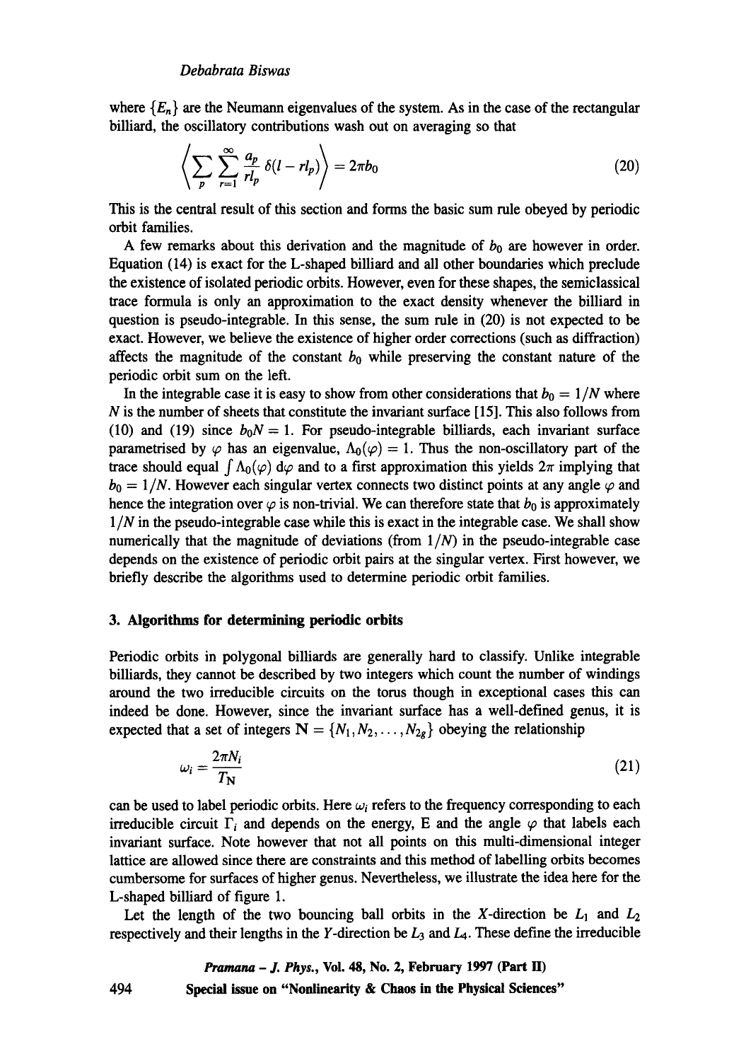where $\{E_n\}$ are the Neumann eigenvalues of the system. As in the case of the rectangular billiard, the oscillatory contributions wash out on averaging so that

$$\left\langle \sum_p \sum_{r=1}^{\infty} \frac{a_p}{rl_p} \delta(l - rl_p) \right\rangle = 2\pi b_0 \tag{20}$$

This is the central result of this section and forms the basic sum rule obeyed by periodic orbit families.

A few remarks about this derivation and the magnitude of $b_0$ are however in order. Equation (14) is exact for the L-shaped billiard and all other boundaries which preclude the existence of isolated periodic orbits. However, even for these shapes, the semiclassical trace formula is only an approximation to the exact density whenever the billiard in question is pseudo-integrable. In this sense, the sum rule in (20) is not expected to be exact. However, we believe the existence of higher order corrections (such as diffraction) affects the magnitude of the constant $b_0$ while preserving the constant nature of the periodic orbit sum on the left.

In the integrable case it is easy to show from other considerations that $b_0 = 1/N$ where $N$ is the number of sheets that constitute the invariant surface [15]. This also follows from (10) and (19) since $b_0 N = 1$. For pseudo-integrable billiards, each invariant surface parametrised by $\varphi$ has an eigenvalue, $\Lambda_0(\varphi) = 1$. Thus the non-oscillatory part of the trace should equal $\int \Lambda_0(\varphi)\, \mathrm{d}\varphi$ and to a first approximation this yields $2\pi$ implying that $b_0 = 1/N$. However each singular vertex connects two distinct points at any angle $\varphi$ and hence the integration over $\varphi$ is non-trivial. We can therefore state that $b_0$ is approximately $1/N$ in the pseudo-integrable case while this is exact in the integrable case. We shall show numerically that the magnitude of deviations (from $1/N$) in the pseudo-integrable case depends on the existence of periodic orbit pairs at the singular vertex. First however, we briefly describe the algorithms used to determine periodic orbit families.

## 3. Algorithms for determining periodic orbits

Periodic orbits in polygonal billiards are generally hard to classify. Unlike integrable billiards, they cannot be described by two integers which count the number of windings around the two irreducible circuits on the torus though in exceptional cases this can indeed be done. However, since the invariant surface has a well-defined genus, it is expected that a set of integers $\mathbf{N} = \{N_1, N_2, \ldots, N_{2g}\}$ obeying the relationship

$$\omega_i = \frac{2\pi N_i}{T_{\mathbf{N}}} \tag{21}$$

can be used to label periodic orbits. Here $\omega_i$ refers to the frequency corresponding to each irreducible circuit $\Gamma_i$ and depends on the energy, E and the angle $\varphi$ that labels each invariant surface. Note however that not all points on this multi-dimensional integer lattice are allowed since there are constraints and this method of labelling orbits becomes cumbersome for surfaces of higher genus. Nevertheless, we illustrate the idea here for the L-shaped billiard of figure 1.

Let the length of the two bouncing ball orbits in the $X$-direction be $L_1$ and $L_2$ respectively and their lengths in the $Y$-direction be $L_3$ and $L_4$. These define the irreducible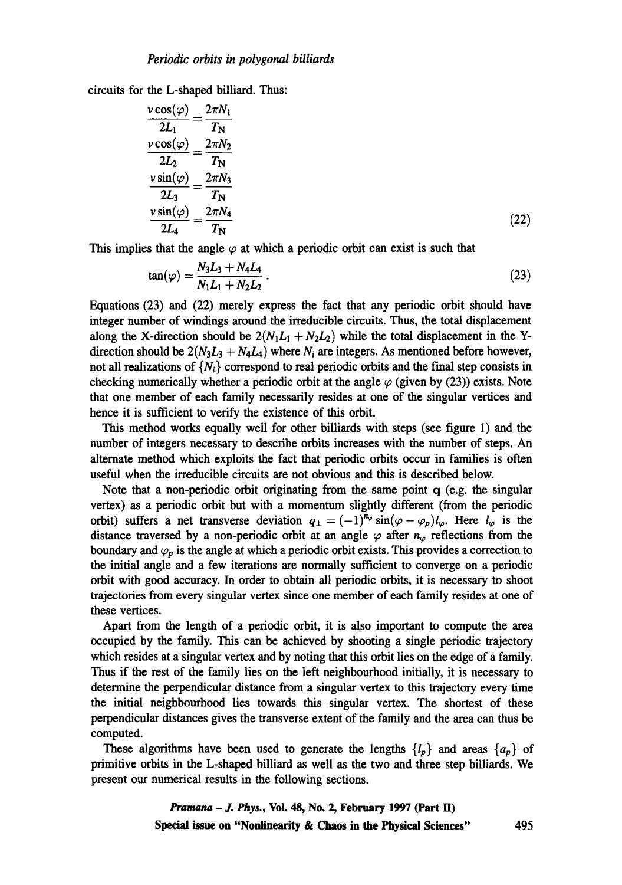circuits for the L-shaped billiard. Thus:

$$
\begin{aligned}
\frac{v\cos(\varphi)}{2L_1} &= \frac{2\pi N_1}{T_{\rm N}} \\
\frac{v\cos(\varphi)}{2L_2} &= \frac{2\pi N_2}{T_{\rm N}} \\
\frac{v\sin(\varphi)}{2L_3} &= \frac{2\pi N_3}{T_{\rm N}} \\
\frac{v\sin(\varphi)}{2L_4} &= \frac{2\pi N_4}{T_{\rm N}}
\end{aligned}
\tag{22}
$$

This implies that the angle $\varphi$ at which a periodic orbit can exist is such that

$$
\tan(\varphi) = \frac{N_3 L_3 + N_4 L_4}{N_1 L_1 + N_2 L_2}\,. \tag{23}
$$

Equations (23) and (22) merely express the fact that any periodic orbit should have integer number of windings around the irreducible circuits. Thus, the total displacement along the X-direction should be $2(N_1L_1 + N_2L_2)$ while the total displacement in the Y-direction should be $2(N_3L_3 + N_4L_4)$ where $N_i$ are integers. As mentioned before however, not all realizations of $\{N_i\}$ correspond to real periodic orbits and the final step consists in checking numerically whether a periodic orbit at the angle $\varphi$ (given by (23)) exists. Note that one member of each family necessarily resides at one of the singular vertices and hence it is sufficient to verify the existence of this orbit.

This method works equally well for other billiards with steps (see figure 1) and the number of integers necessary to describe orbits increases with the number of steps. An alternate method which exploits the fact that periodic orbits occur in families is often useful when the irreducible circuits are not obvious and this is described below.

Note that a non-periodic orbit originating from the same point $\mathbf{q}$ (e.g. the singular vertex) as a periodic orbit but with a momentum slightly different (from the periodic orbit) suffers a net transverse deviation $q_\perp = (-1)^{n_\varphi}\sin(\varphi - \varphi_p)l_\varphi$. Here $l_\varphi$ is the distance traversed by a non-periodic orbit at an angle $\varphi$ after $n_\varphi$ reflections from the boundary and $\varphi_p$ is the angle at which a periodic orbit exists. This provides a correction to the initial angle and a few iterations are normally sufficient to converge on a periodic orbit with good accuracy. In order to obtain all periodic orbits, it is necessary to shoot trajectories from every singular vertex since one member of each family resides at one of these vertices.

Apart from the length of a periodic orbit, it is also important to compute the area occupied by the family. This can be achieved by shooting a single periodic trajectory which resides at a singular vertex and by noting that this orbit lies on the edge of a family. Thus if the rest of the family lies on the left neighbourhood initially, it is necessary to determine the perpendicular distance from a singular vertex to this trajectory every time the initial neighbourhood lies towards this singular vertex. The shortest of these perpendicular distances gives the transverse extent of the family and the area can thus be computed.

These algorithms have been used to generate the lengths $\{l_p\}$ and areas $\{a_p\}$ of primitive orbits in the L-shaped billiard as well as the two and three step billiards. We present our numerical results in the following sections.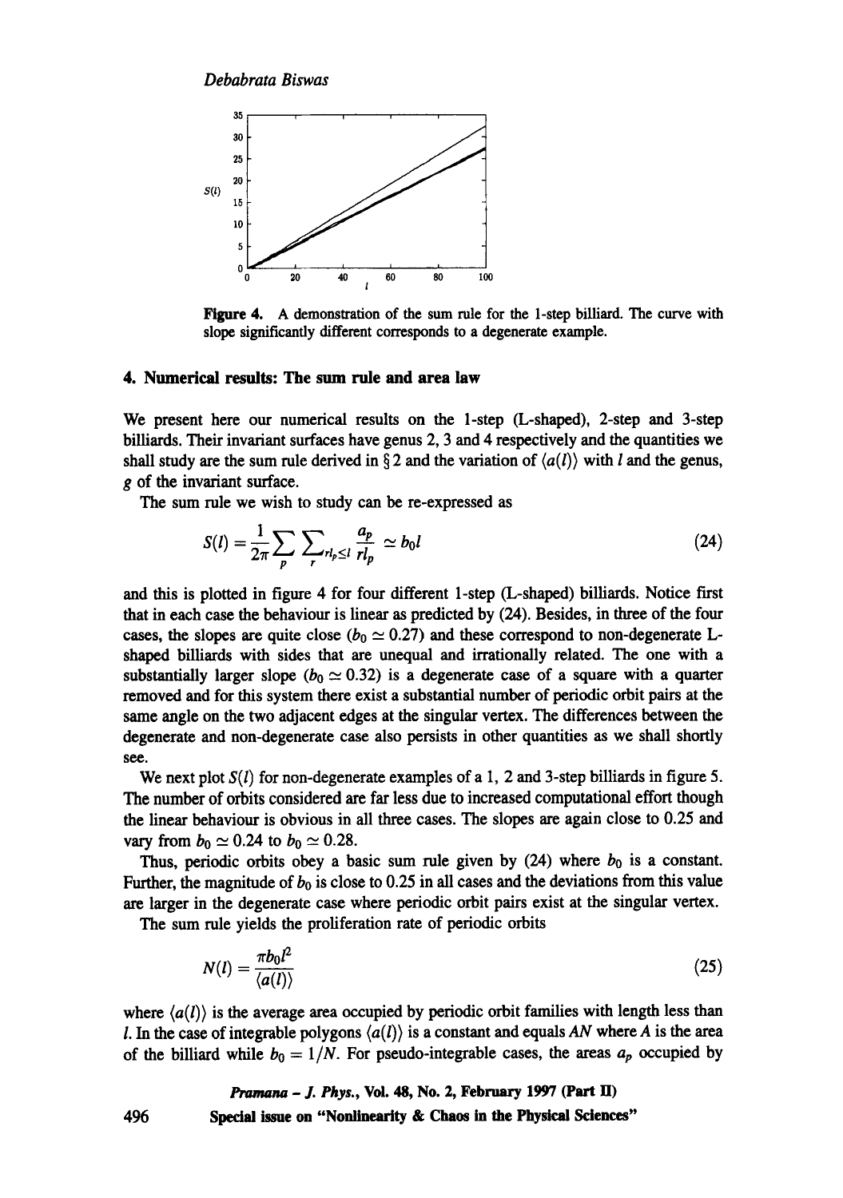Figure 4. A demonstration of the sum rule for the 1-step billiard. The curve with slope significantly different corresponds to a degenerate example.

## 4. Numerical results: The sum rule and area law

We present here our numerical results on the 1-step (L-shaped), 2-step and 3-step billiards. Their invariant surfaces have genus 2, 3 and 4 respectively and the quantities we shall study are the sum rule derived in § 2 and the variation of $\langle a(l) \rangle$ with $l$ and the genus, $g$ of the invariant surface.

The sum rule we wish to study can be re-expressed as

$$S(l) = \frac{1}{2\pi} \sum_{p} \sum_{r l_p \leq l} \frac{a_p}{r l_p} \simeq b_0 l \tag{24}$$

and this is plotted in figure 4 for four different 1-step (L-shaped) billiards. Notice first that in each case the behaviour is linear as predicted by (24). Besides, in three of the four cases, the slopes are quite close ($b_0 \simeq 0.27$) and these correspond to non-degenerate L-shaped billiards with sides that are unequal and irrationally related. The one with a substantially larger slope ($b_0 \simeq 0.32$) is a degenerate case of a square with a quarter removed and for this system there exist a substantial number of periodic orbit pairs at the same angle on the two adjacent edges at the singular vertex. The differences between the degenerate and non-degenerate case also persists in other quantities as we shall shortly see.

We next plot $S(l)$ for non-degenerate examples of a 1, 2 and 3-step billiards in figure 5. The number of orbits considered are far less due to increased computational effort though the linear behaviour is obvious in all three cases. The slopes are again close to 0.25 and vary from $b_0 \simeq 0.24$ to $b_0 \simeq 0.28$.

Thus, periodic orbits obey a basic sum rule given by (24) where $b_0$ is a constant. Further, the magnitude of $b_0$ is close to 0.25 in all cases and the deviations from this value are larger in the degenerate case where periodic orbit pairs exist at the singular vertex.

The sum rule yields the proliferation rate of periodic orbits

$$N(l) = \frac{\pi b_0 l^2}{\langle a(l) \rangle} \tag{25}$$

where $\langle a(l) \rangle$ is the average area occupied by periodic orbit families with length less than $l$. In the case of integrable polygons $\langle a(l) \rangle$ is a constant and equals $AN$ where $A$ is the area of the billiard while $b_0 = 1/N$. For pseudo-integrable cases, the areas $a_p$ occupied by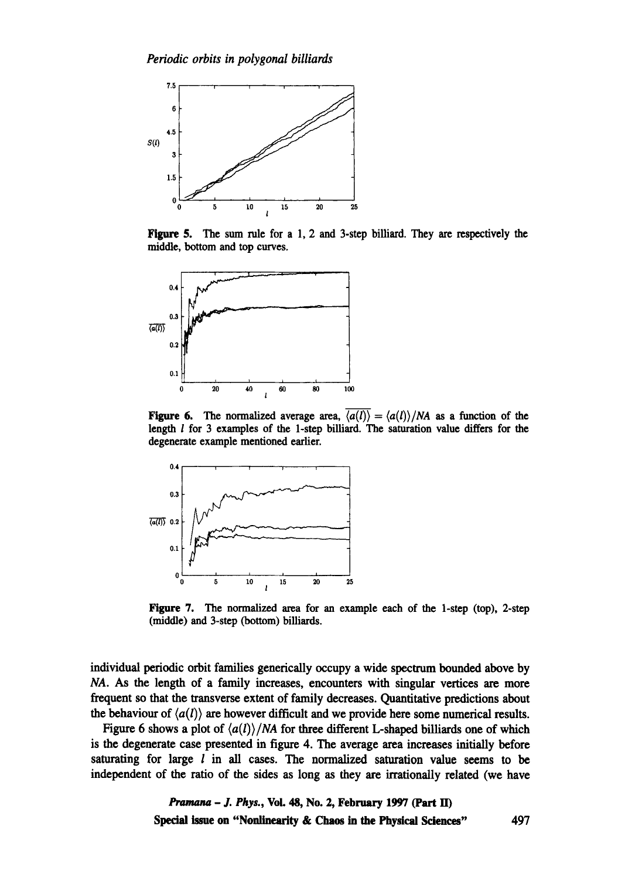**Figure 5.** The sum rule for a 1, 2 and 3-step billiard. They are respectively the middle, bottom and top curves.

**Figure 6.** The normalized average area, $\overline{\langle a(l) \rangle} = \langle a(l) \rangle / NA$ as a function of the length $l$ for 3 examples of the 1-step billiard. The saturation value differs for the degenerate example mentioned earlier.

**Figure 7.** The normalized area for an example each of the 1-step (top), 2-step (middle) and 3-step (bottom) billiards.

individual periodic orbit families generically occupy a wide spectrum bounded above by $NA$. As the length of a family increases, encounters with singular vertices are more frequent so that the transverse extent of family decreases. Quantitative predictions about the behaviour of $\langle a(l) \rangle$ are however difficult and we provide here some numerical results.

Figure 6 shows a plot of $\langle a(l) \rangle / NA$ for three different L-shaped billiards one of which is the degenerate case presented in figure 4. The average area increases initially before saturating for large $l$ in all cases. The normalized saturation value seems to be independent of the ratio of the sides as long as they are irrationally related (we have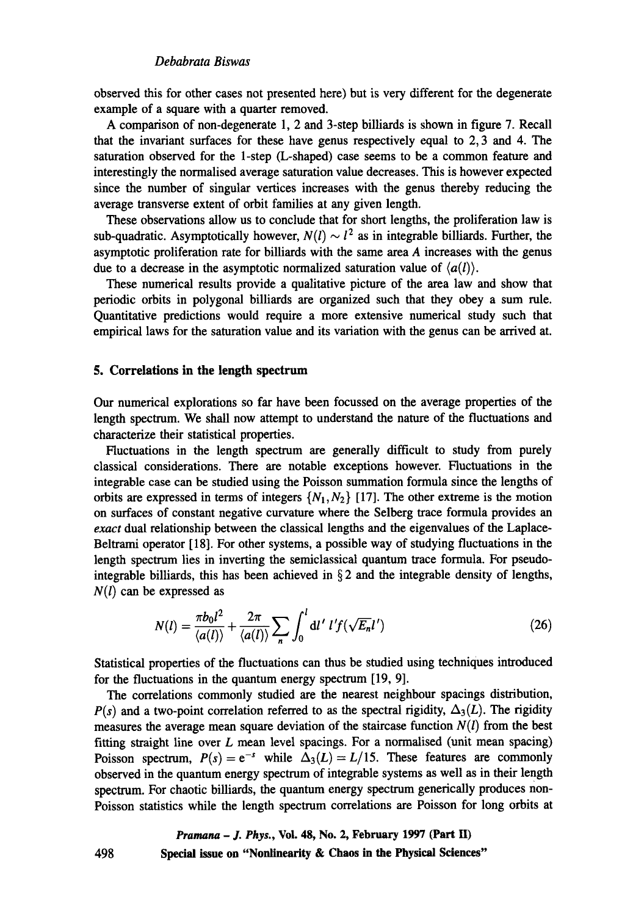observed this for other cases not presented here) but is very different for the degenerate example of a square with a quarter removed.

A comparison of non-degenerate 1, 2 and 3-step billiards is shown in figure 7. Recall that the invariant surfaces for these have genus respectively equal to 2, 3 and 4. The saturation observed for the 1-step (L-shaped) case seems to be a common feature and interestingly the normalised average saturation value decreases. This is however expected since the number of singular vertices increases with the genus thereby reducing the average transverse extent of orbit families at any given length.

These observations allow us to conclude that for short lengths, the proliferation law is sub-quadratic. Asymptotically however, $N(l) \sim l^2$ as in integrable billiards. Further, the asymptotic proliferation rate for billiards with the same area $A$ increases with the genus due to a decrease in the asymptotic normalized saturation value of $\langle a(l) \rangle$.

These numerical results provide a qualitative picture of the area law and show that periodic orbits in polygonal billiards are organized such that they obey a sum rule. Quantitative predictions would require a more extensive numerical study such that empirical laws for the saturation value and its variation with the genus can be arrived at.

## 5. Correlations in the length spectrum

Our numerical explorations so far have been focussed on the average properties of the length spectrum. We shall now attempt to understand the nature of the fluctuations and characterize their statistical properties.

Fluctuations in the length spectrum are generally difficult to study from purely classical considerations. There are notable exceptions however. Fluctuations in the integrable case can be studied using the Poisson summation formula since the lengths of orbits are expressed in terms of integers $\{N_1, N_2\}$ [17]. The other extreme is the motion on surfaces of constant negative curvature where the Selberg trace formula provides an *exact* dual relationship between the classical lengths and the eigenvalues of the Laplace-Beltrami operator [18]. For other systems, a possible way of studying fluctuations in the length spectrum lies in inverting the semiclassical quantum trace formula. For pseudo-integrable billiards, this has been achieved in § 2 and the integrable density of lengths, $N(l)$ can be expressed as

$$N(l) = \frac{\pi b_0 l^2}{\langle a(l) \rangle} + \frac{2\pi}{\langle a(l) \rangle} \sum_n \int_0^l \mathrm{d}l' \, l' f(\sqrt{E_n} l') \tag{26}$$

Statistical properties of the fluctuations can thus be studied using techniques introduced for the fluctuations in the quantum energy spectrum [19, 9].

The correlations commonly studied are the nearest neighbour spacings distribution, $P(s)$ and a two-point correlation referred to as the spectral rigidity, $\Delta_3(L)$. The rigidity measures the average mean square deviation of the staircase function $N(l)$ from the best fitting straight line over $L$ mean level spacings. For a normalised (unit mean spacing) Poisson spectrum, $P(s) = \mathrm{e}^{-s}$ while $\Delta_3(L) = L/15$. These features are commonly observed in the quantum energy spectrum of integrable systems as well as in their length spectrum. For chaotic billiards, the quantum energy spectrum generically produces non-Poisson statistics while the length spectrum correlations are Poisson for long orbits at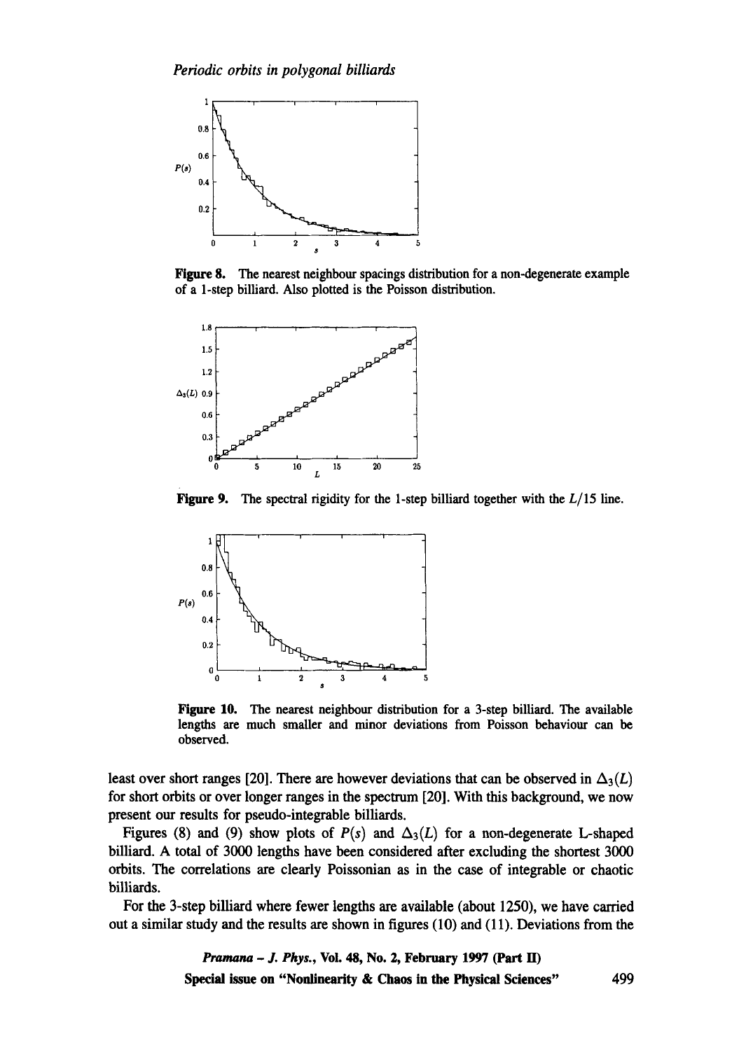**Figure 8.** The nearest neighbour spacings distribution for a non-degenerate example of a 1-step billiard. Also plotted is the Poisson distribution.

**Figure 9.** The spectral rigidity for the 1-step billiard together with the $L/15$ line.

**Figure 10.** The nearest neighbour distribution for a 3-step billiard. The available lengths are much smaller and minor deviations from Poisson behaviour can be observed.

least over short ranges [20]. There are however deviations that can be observed in $\Delta_3(L)$ for short orbits or over longer ranges in the spectrum [20]. With this background, we now present our results for pseudo-integrable billiards.

Figures (8) and (9) show plots of $P(s)$ and $\Delta_3(L)$ for a non-degenerate L-shaped billiard. A total of 3000 lengths have been considered after excluding the shortest 3000 orbits. The correlations are clearly Poissonian as in the case of integrable or chaotic billiards.

For the 3-step billiard where fewer lengths are available (about 1250), we have carried out a similar study and the results are shown in figures (10) and (11). Deviations from the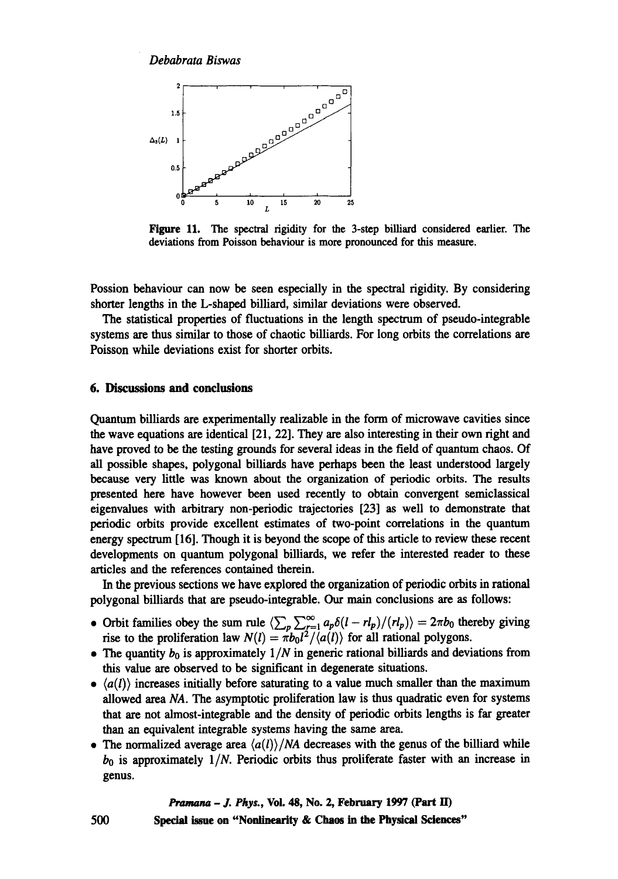**Figure 11.** The spectral rigidity for the 3-step billiard considered earlier. The deviations from Poisson behaviour is more pronounced for this measure.

Possion behaviour can now be seen especially in the spectral rigidity. By considering shorter lengths in the L-shaped billiard, similar deviations were observed.

The statistical properties of fluctuations in the length spectrum of pseudo-integrable systems are thus similar to those of chaotic billiards. For long orbits the correlations are Poisson while deviations exist for shorter orbits.

## 6. Discussions and conclusions

Quantum billiards are experimentally realizable in the form of microwave cavities since the wave equations are identical [21, 22]. They are also interesting in their own right and have proved to be the testing grounds for several ideas in the field of quantum chaos. Of all possible shapes, polygonal billiards have perhaps been the least understood largely because very little was known about the organization of periodic orbits. The results presented here have however been used recently to obtain convergent semiclassical eigenvalues with arbitrary non-periodic trajectories [23] as well to demonstrate that periodic orbits provide excellent estimates of two-point correlations in the quantum energy spectrum [16]. Though it is beyond the scope of this article to review these recent developments on quantum polygonal billiards, we refer the interested reader to these articles and the references contained therein.

In the previous sections we have explored the organization of periodic orbits in rational polygonal billiards that are pseudo-integrable. Our main conclusions are as follows:

- Orbit families obey the sum rule $\langle \sum_p \sum_{r=1}^{\infty} a_p \delta(l - rl_p)/(rl_p) \rangle = 2\pi b_0$ thereby giving rise to the proliferation law $N(l) = \pi b_0 l^2 / \langle a(l) \rangle$ for all rational polygons.
- The quantity $b_0$ is approximately $1/N$ in generic rational billiards and deviations from this value are observed to be significant in degenerate situations.
- $\langle a(l) \rangle$ increases initially before saturating to a value much smaller than the maximum allowed area $NA$. The asymptotic proliferation law is thus quadratic even for systems that are not almost-integrable and the density of periodic orbits lengths is far greater than an equivalent integrable systems having the same area.
- The normalized average area $\langle a(l) \rangle / NA$ decreases with the genus of the billiard while $b_0$ is approximately $1/N$. Periodic orbits thus proliferate faster with an increase in genus.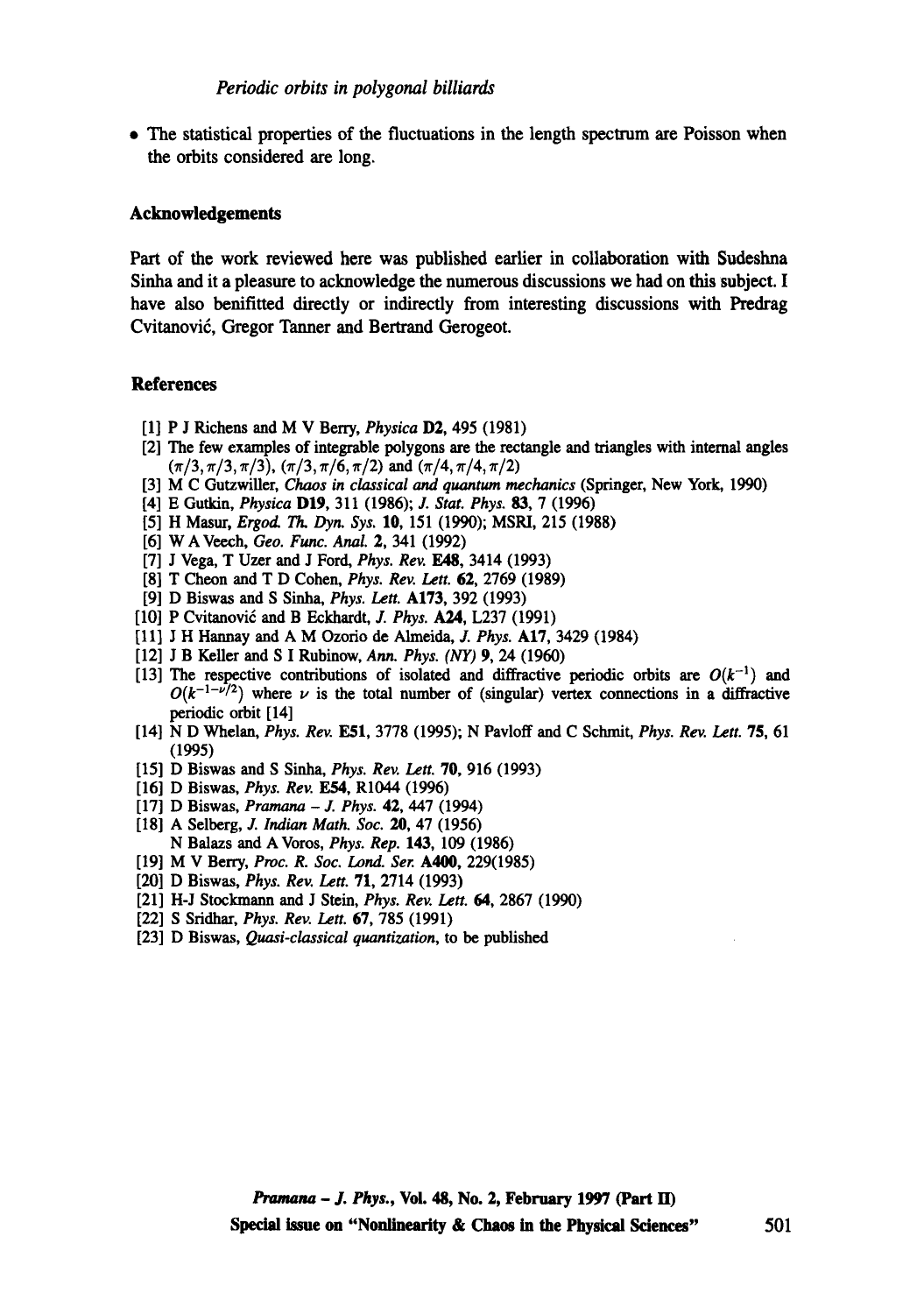- The statistical properties of the fluctuations in the length spectrum are Poisson when the orbits considered are long.

## Acknowledgements

Part of the work reviewed here was published earlier in collaboration with Sudeshna Sinha and it a pleasure to acknowledge the numerous discussions we had on this subject. I have also benifitted directly or indirectly from interesting discussions with Predrag Cvitanović, Gregor Tanner and Bertrand Gerogeot.

## References

[1] P J Richens and M V Berry, *Physica* **D2**, 495 (1981)

[2] The few examples of integrable polygons are the rectangle and triangles with internal angles $(\pi/3, \pi/3, \pi/3)$, $(\pi/3, \pi/6, \pi/2)$ and $(\pi/4, \pi/4, \pi/2)$

[3] M C Gutzwiller, *Chaos in classical and quantum mechanics* (Springer, New York, 1990)

[4] E Gutkin, *Physica* **D19**, 311 (1986); *J. Stat. Phys.* **83**, 7 (1996)

[5] H Masur, *Ergod. Th. Dyn. Sys.* **10**, 151 (1990); MSRI, 215 (1988)

[6] W A Veech, *Geo. Func. Anal.* **2**, 341 (1992)

[7] J Vega, T Uzer and J Ford, *Phys. Rev.* **E48**, 3414 (1993)

[8] T Cheon and T D Cohen, *Phys. Rev. Lett.* **62**, 2769 (1989)

[9] D Biswas and S Sinha, *Phys. Lett.* **A173**, 392 (1993)

[10] P Cvitanović and B Eckhardt, *J. Phys.* **A24**, L237 (1991)

[11] J H Hannay and A M Ozorio de Almeida, *J. Phys.* **A17**, 3429 (1984)

[12] J B Keller and S I Rubinow, *Ann. Phys. (NY)* **9**, 24 (1960)

[13] The respective contributions of isolated and diffractive periodic orbits are $O(k^{-1})$ and $O(k^{-1-\nu/2})$ where $\nu$ is the total number of (singular) vertex connections in a diffractive periodic orbit [14]

[14] N D Whelan, *Phys. Rev.* **E51**, 3778 (1995); N Pavloff and C Schmit, *Phys. Rev. Lett.* **75**, 61 (1995)

[15] D Biswas and S Sinha, *Phys. Rev. Lett.* **70**, 916 (1993)

[16] D Biswas, *Phys. Rev.* **E54**, R1044 (1996)

[17] D Biswas, *Pramana – J. Phys.* **42**, 447 (1994)

[18] A Selberg, *J. Indian Math. Soc.* **20**, 47 (1956)
N Balazs and A Voros, *Phys. Rep.* **143**, 109 (1986)

[19] M V Berry, *Proc. R. Soc. Lond. Ser.* **A400**, 229(1985)

[20] D Biswas, *Phys. Rev. Lett.* **71**, 2714 (1993)

[21] H-J Stockmann and J Stein, *Phys. Rev. Lett.* **64**, 2867 (1990)

[22] S Sridhar, *Phys. Rev. Lett.* **67**, 785 (1991)

[23] D Biswas, *Quasi-classical quantization*, to be published